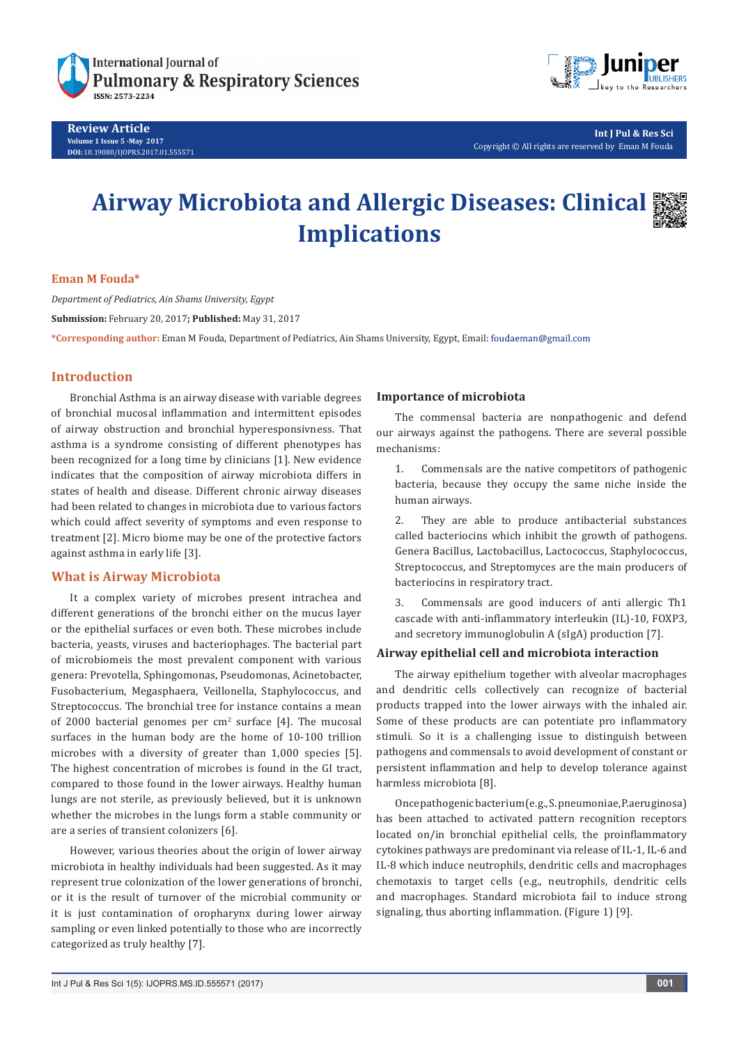**Review Article**
**Volume 1 Issue 5 -May 2017**
**DOI:** 10.19080/IJOPRS.2017.01.555571

**Int J Pul & Res Sci**
Copyright © All rights are reserved by Eman M Fouda

# Airway Microbiota and Allergic Diseases: Clinical Implications

**Eman M Fouda***

*Department of Pediatrics, Ain Shams University, Egypt*

**Submission:** February 20, 2017**; Published:** May 31, 2017

***Corresponding author:** Eman M Fouda, Department of Pediatrics, Ain Shams University, Egypt, Email: foudaeman@gmail.com

## Introduction

Bronchial Asthma is an airway disease with variable degrees of bronchial mucosal inflammation and intermittent episodes of airway obstruction and bronchial hyperesponsivness. That asthma is a syndrome consisting of different phenotypes has been recognized for a long time by clinicians [1]. New evidence indicates that the composition of airway microbiota differs in states of health and disease. Different chronic airway diseases had been related to changes in microbiota due to various factors which could affect severity of symptoms and even response to treatment [2]. Micro biome may be one of the protective factors against asthma in early life [3].

## What is Airway Microbiota

It a complex variety of microbes present intrachea and different generations of the bronchi either on the mucus layer or the epithelial surfaces or even both. These microbes include bacteria, yeasts, viruses and bacteriophages. The bacterial part of microbiomeis the most prevalent component with various genera: Prevotella, Sphingomonas, Pseudomonas, Acinetobacter, Fusobacterium, Megasphaera, Veillonella, Staphylococcus, and Streptococcus. The bronchial tree for instance contains a mean of 2000 bacterial genomes per $cm^2$ surface [4]. The mucosal surfaces in the human body are the home of 10-100 trillion microbes with a diversity of greater than 1,000 species [5]. The highest concentration of microbes is found in the GI tract, compared to those found in the lower airways. Healthy human lungs are not sterile, as previously believed, but it is unknown whether the microbes in the lungs form a stable community or are a series of transient colonizers [6].

However, various theories about the origin of lower airway microbiota in healthy individuals had been suggested. As it may represent true colonization of the lower generations of bronchi, or it is the result of turnover of the microbial community or it is just contamination of oropharynx during lower airway sampling or even linked potentially to those who are incorrectly categorized as truly healthy [7].

### Importance of microbiota

The commensal bacteria are nonpathogenic and defend our airways against the pathogens. There are several possible mechanisms:

1. Commensals are the native competitors of pathogenic bacteria, because they occupy the same niche inside the human airways.
2. They are able to produce antibacterial substances called bacteriocins which inhibit the growth of pathogens. Genera Bacillus, Lactobacillus, Lactococcus, Staphylococcus, Streptococcus, and Streptomyces are the main producers of bacteriocins in respiratory tract.
3. Commensals are good inducers of anti allergic Th1 cascade with anti-inflammatory interleukin (IL)-10, FOXP3, and secretory immunoglobulin A (sIgA) production [7].

### Airway epithelial cell and microbiota interaction

The airway epithelium together with alveolar macrophages and dendritic cells collectively can recognize of bacterial products trapped into the lower airways with the inhaled air. Some of these products are can potentiate pro inflammatory stimuli. So it is a challenging issue to distinguish between pathogens and commensals to avoid development of constant or persistent inflammation and help to develop tolerance against harmless microbiota [8].

Oncepathogenicbacterium(e.g.,S.pneumoniae,P.aeruginosa) has been attached to activated pattern recognition receptors located on/in bronchial epithelial cells, the proinflammatory cytokines pathways are predominant via release of IL-1, IL-6 and IL-8 which induce neutrophils, dendritic cells and macrophages chemotaxis to target cells (e.g., neutrophils, dendritic cells and macrophages. Standard microbiota fail to induce strong signaling, thus aborting inflammation. (Figure 1) [9].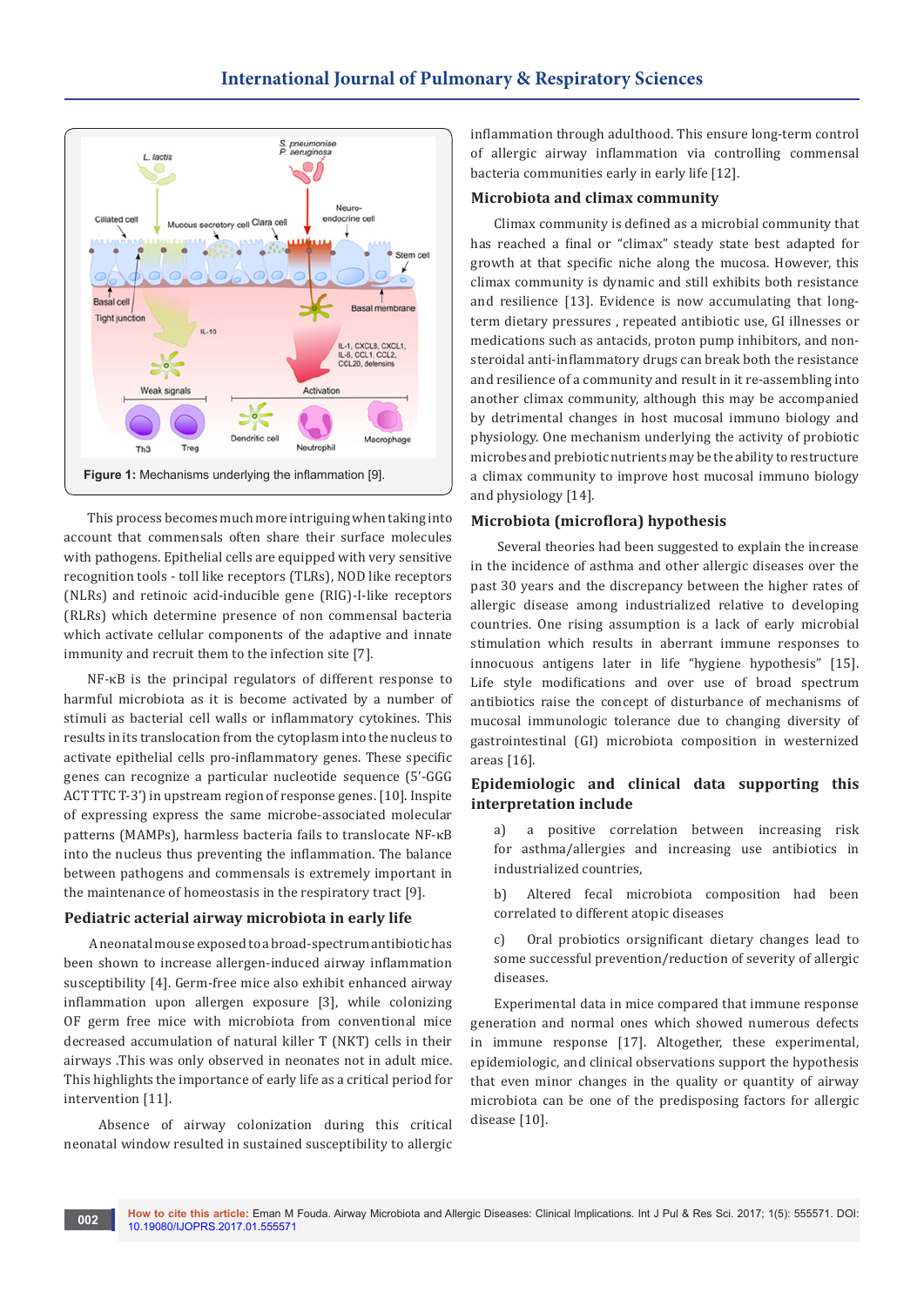Figure 1: Mechanisms underlying the inflammation [9].

This process becomes much more intriguing when taking into account that commensals often share their surface molecules with pathogens. Epithelial cells are equipped with very sensitive recognition tools - toll like receptors (TLRs), NOD like receptors (NLRs) and retinoic acid-inducible gene (RIG)-I-like receptors (RLRs) which determine presence of non commensal bacteria which activate cellular components of the adaptive and innate immunity and recruit them to the infection site [7].

NF-κB is the principal regulators of different response to harmful microbiota as it is become activated by a number of stimuli as bacterial cell walls or inflammatory cytokines. This results in its translocation from the cytoplasm into the nucleus to activate epithelial cells pro-inflammatory genes. These specific genes can recognize a particular nucleotide sequence (5'-GGG ACT TTC T-3') in upstream region of response genes. [10]. Inspite of expressing express the same microbe-associated molecular patterns (MAMPs), harmless bacteria fails to translocate NF-κB into the nucleus thus preventing the inflammation. The balance between pathogens and commensals is extremely important in the maintenance of homeostasis in the respiratory tract [9].

## Pediatric acterial airway microbiota in early life

A neonatal mouse exposed to a broad-spectrum antibiotic has been shown to increase allergen-induced airway inflammation susceptibility [4]. Germ-free mice also exhibit enhanced airway inflammation upon allergen exposure [3], while colonizing OF germ free mice with microbiota from conventional mice decreased accumulation of natural killer T (NKT) cells in their airways .This was only observed in neonates not in adult mice. This highlights the importance of early life as a critical period for intervention [11].

Absence of airway colonization during this critical neonatal window resulted in sustained susceptibility to allergic inflammation through adulthood. This ensure long-term control of allergic airway inflammation via controlling commensal bacteria communities early in early life [12].

## Microbiota and climax community

Climax community is defined as a microbial community that has reached a final or "climax" steady state best adapted for growth at that specific niche along the mucosa. However, this climax community is dynamic and still exhibits both resistance and resilience [13]. Evidence is now accumulating that long-term dietary pressures , repeated antibiotic use, GI illnesses or medications such as antacids, proton pump inhibitors, and non-steroidal anti-inflammatory drugs can break both the resistance and resilience of a community and result in it re-assembling into another climax community, although this may be accompanied by detrimental changes in host mucosal immuno biology and physiology. One mechanism underlying the activity of probiotic microbes and prebiotic nutrients may be the ability to restructure a climax community to improve host mucosal immuno biology and physiology [14].

## Microbiota (microflora) hypothesis

Several theories had been suggested to explain the increase in the incidence of asthma and other allergic diseases over the past 30 years and the discrepancy between the higher rates of allergic disease among industrialized relative to developing countries. One rising assumption is a lack of early microbial stimulation which results in aberrant immune responses to innocuous antigens later in life "hygiene hypothesis" [15]. Life style modifications and over use of broad spectrum antibiotics raise the concept of disturbance of mechanisms of mucosal immunologic tolerance due to changing diversity of gastrointestinal (GI) microbiota composition in westernized areas [16].

## Epidemiologic and clinical data supporting this interpretation include

a) a positive correlation between increasing risk for asthma/allergies and increasing use antibiotics in industrialized countries,

b) Altered fecal microbiota composition had been correlated to different atopic diseases

c) Oral probiotics orsignificant dietary changes lead to some successful prevention/reduction of severity of allergic diseases.

Experimental data in mice compared that immune response generation and normal ones which showed numerous defects in immune response [17]. Altogether, these experimental, epidemiologic, and clinical observations support the hypothesis that even minor changes in the quality or quantity of airway microbiota can be one of the predisposing factors for allergic disease [10].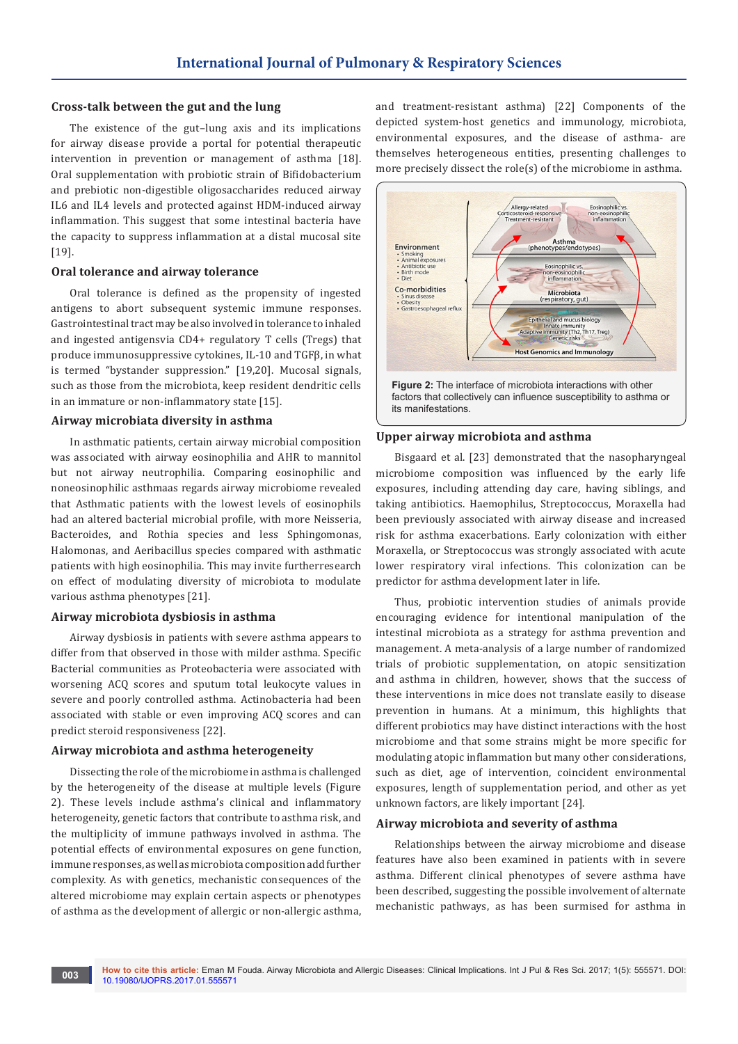### Cross-talk between the gut and the lung

The existence of the gut–lung axis and its implications for airway disease provide a portal for potential therapeutic intervention in prevention or management of asthma [18]. Oral supplementation with probiotic strain of Bifidobacterium and prebiotic non-digestible oligosaccharides reduced airway IL6 and IL4 levels and protected against HDM-induced airway inflammation. This suggest that some intestinal bacteria have the capacity to suppress inflammation at a distal mucosal site [19].

### Oral tolerance and airway tolerance

Oral tolerance is defined as the propensity of ingested antigens to abort subsequent systemic immune responses. Gastrointestinal tract may be also involved in tolerance to inhaled and ingested antigensvia CD4+ regulatory T cells (Tregs) that produce immunosuppressive cytokines, IL-10 and TGFβ, in what is termed "bystander suppression." [19,20]. Mucosal signals, such as those from the microbiota, keep resident dendritic cells in an immature or non-inflammatory state [15].

### Airway microbiata diversity in asthma

In asthmatic patients, certain airway microbial composition was associated with airway eosinophilia and AHR to mannitol but not airway neutrophilia. Comparing eosinophilic and noneosinophilic asthmaas regards airway microbiome revealed that Asthmatic patients with the lowest levels of eosinophils had an altered bacterial microbial profile, with more Neisseria, Bacteroides, and Rothia species and less Sphingomonas, Halomonas, and Aeribacillus species compared with asthmatic patients with high eosinophilia. This may invite furtherresearch on effect of modulating diversity of microbiota to modulate various asthma phenotypes [21].

### Airway microbiota dysbiosis in asthma

Airway dysbiosis in patients with severe asthma appears to differ from that observed in those with milder asthma. Specific Bacterial communities as Proteobacteria were associated with worsening ACQ scores and sputum total leukocyte values in severe and poorly controlled asthma. Actinobacteria had been associated with stable or even improving ACQ scores and can predict steroid responsiveness [22].

### Airway microbiota and asthma heterogeneity

Dissecting the role of the microbiome in asthma is challenged by the heterogeneity of the disease at multiple levels (Figure 2). These levels include asthma's clinical and inflammatory heterogeneity, genetic factors that contribute to asthma risk, and the multiplicity of immune pathways involved in asthma. The potential effects of environmental exposures on gene function, immune responses, as well as microbiota composition add further complexity. As with genetics, mechanistic consequences of the altered microbiome may explain certain aspects or phenotypes of asthma as the development of allergic or non-allergic asthma, and treatment-resistant asthma) [22] Components of the depicted system-host genetics and immunology, microbiota, environmental exposures, and the disease of asthma- are themselves heterogeneous entities, presenting challenges to more precisely dissect the role(s) of the microbiome in asthma.

**Figure 2:** The interface of microbiota interactions with other factors that collectively can influence susceptibility to asthma or its manifestations.

### Upper airway microbiota and asthma

Bisgaard et al. [23] demonstrated that the nasopharyngeal microbiome composition was influenced by the early life exposures, including attending day care, having siblings, and taking antibiotics. Haemophilus, Streptococcus, Moraxella had been previously associated with airway disease and increased risk for asthma exacerbations. Early colonization with either Moraxella, or Streptococcus was strongly associated with acute lower respiratory viral infections. This colonization can be predictor for asthma development later in life.

Thus, probiotic intervention studies of animals provide encouraging evidence for intentional manipulation of the intestinal microbiota as a strategy for asthma prevention and management. A meta-analysis of a large number of randomized trials of probiotic supplementation, on atopic sensitization and asthma in children, however, shows that the success of these interventions in mice does not translate easily to disease prevention in humans. At a minimum, this highlights that different probiotics may have distinct interactions with the host microbiome and that some strains might be more specific for modulating atopic inflammation but many other considerations, such as diet, age of intervention, coincident environmental exposures, length of supplementation period, and other as yet unknown factors, are likely important [24].

### Airway microbiota and severity of asthma

Relationships between the airway microbiome and disease features have also been examined in patients with in severe asthma. Different clinical phenotypes of severe asthma have been described, suggesting the possible involvement of alternate mechanistic pathways, as has been surmised for asthma in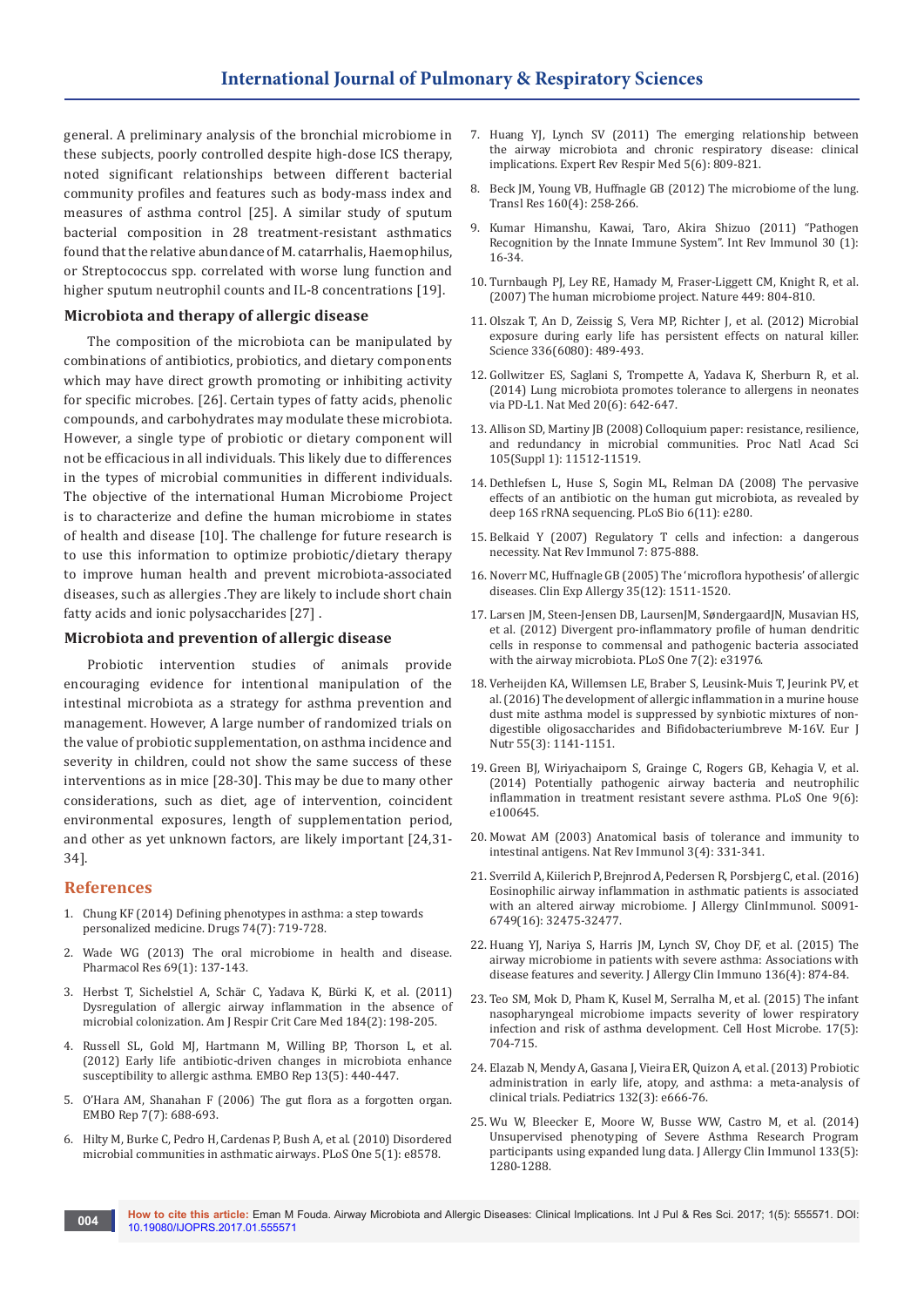general. A preliminary analysis of the bronchial microbiome in these subjects, poorly controlled despite high-dose ICS therapy, noted significant relationships between different bacterial community profiles and features such as body-mass index and measures of asthma control [25]. A similar study of sputum bacterial composition in 28 treatment-resistant asthmatics found that the relative abundance of M. catarrhalis, Haemophilus, or Streptococcus spp. correlated with worse lung function and higher sputum neutrophil counts and IL-8 concentrations [19].

### Microbiota and therapy of allergic disease

The composition of the microbiota can be manipulated by combinations of antibiotics, probiotics, and dietary components which may have direct growth promoting or inhibiting activity for specific microbes. [26]. Certain types of fatty acids, phenolic compounds, and carbohydrates may modulate these microbiota. However, a single type of probiotic or dietary component will not be efficacious in all individuals. This likely due to differences in the types of microbial communities in different individuals. The objective of the international Human Microbiome Project is to characterize and define the human microbiome in states of health and disease [10]. The challenge for future research is to use this information to optimize probiotic/dietary therapy to improve human health and prevent microbiota-associated diseases, such as allergies .They are likely to include short chain fatty acids and ionic polysaccharides [27] .

### Microbiota and prevention of allergic disease

Probiotic intervention studies of animals provide encouraging evidence for intentional manipulation of the intestinal microbiota as a strategy for asthma prevention and management. However, A large number of randomized trials on the value of probiotic supplementation, on asthma incidence and severity in children, could not show the same success of these interventions as in mice [28-30]. This may be due to many other considerations, such as diet, age of intervention, coincident environmental exposures, length of supplementation period, and other as yet unknown factors, are likely important [24,31-34].

## References

1. Chung KF (2014) Defining phenotypes in asthma: a step towards personalized medicine. Drugs 74(7): 719-728.
2. Wade WG (2013) The oral microbiome in health and disease. Pharmacol Res 69(1): 137-143.
3. Herbst T, Sichelstiel A, Schär C, Yadava K, Bürki K, et al. (2011) Dysregulation of allergic airway inflammation in the absence of microbial colonization. Am J Respir Crit Care Med 184(2): 198-205.
4. Russell SL, Gold MJ, Hartmann M, Willing BP, Thorson L, et al. (2012) Early life antibiotic-driven changes in microbiota enhance susceptibility to allergic asthma. EMBO Rep 13(5): 440-447.
5. O'Hara AM, Shanahan F (2006) The gut flora as a forgotten organ. EMBO Rep 7(7): 688-693.
6. Hilty M, Burke C, Pedro H, Cardenas P, Bush A, et al. (2010) Disordered microbial communities in asthmatic airways. PLoS One 5(1): e8578.
7. Huang YJ, Lynch SV (2011) The emerging relationship between the airway microbiota and chronic respiratory disease: clinical implications. Expert Rev Respir Med 5(6): 809-821.
8. Beck JM, Young VB, Huffnagle GB (2012) The microbiome of the lung. Transl Res 160(4): 258-266.
9. Kumar Himanshu, Kawai, Taro, Akira Shizuo (2011) "Pathogen Recognition by the Innate Immune System". Int Rev Immunol 30 (1): 16-34.
10. Turnbaugh PJ, Ley RE, Hamady M, Fraser-Liggett CM, Knight R, et al. (2007) The human microbiome project. Nature 449: 804-810.
11. Olszak T, An D, Zeissig S, Vera MP, Richter J, et al. (2012) Microbial exposure during early life has persistent effects on natural killer. Science 336(6080): 489-493.
12. Gollwitzer ES, Saglani S, Trompette A, Yadava K, Sherburn R, et al. (2014) Lung microbiota promotes tolerance to allergens in neonates via PD-L1. Nat Med 20(6): 642-647.
13. Allison SD, Martiny JB (2008) Colloquium paper: resistance, resilience, and redundancy in microbial communities. Proc Natl Acad Sci 105(Suppl 1): 11512-11519.
14. Dethlefsen L, Huse S, Sogin ML, Relman DA (2008) The pervasive effects of an antibiotic on the human gut microbiota, as revealed by deep 16S rRNA sequencing. PLoS Bio 6(11): e280.
15. Belkaid Y (2007) Regulatory T cells and infection: a dangerous necessity. Nat Rev Immunol 7: 875-888.
16. Noverr MC, Huffnagle GB (2005) The 'microflora hypothesis' of allergic diseases. Clin Exp Allergy 35(12): 1511-1520.
17. Larsen JM, Steen-Jensen DB, LaursenJM, SøndergaardJN, Musavian HS, et al. (2012) Divergent pro-inflammatory profile of human dendritic cells in response to commensal and pathogenic bacteria associated with the airway microbiota. PLoS One 7(2): e31976.
18. Verheijden KA, Willemsen LE, Braber S, Leusink-Muis T, Jeurink PV, et al. (2016) The development of allergic inflammation in a murine house dust mite asthma model is suppressed by synbiotic mixtures of non-digestible oligosaccharides and Bifidobacteriumbreve M-16V. Eur J Nutr 55(3): 1141-1151.
19. Green BJ, Wiriyachaiporn S, Grainge C, Rogers GB, Kehagia V, et al. (2014) Potentially pathogenic airway bacteria and neutrophilic inflammation in treatment resistant severe asthma. PLoS One 9(6): e100645.
20. Mowat AM (2003) Anatomical basis of tolerance and immunity to intestinal antigens. Nat Rev Immunol 3(4): 331-341.
21. Sverrild A, Kiilerich P, Brejnrod A, Pedersen R, Porsbjerg C, et al. (2016) Eosinophilic airway inflammation in asthmatic patients is associated with an altered airway microbiome. J Allergy ClinImmunol. S0091-6749(16): 32475-32477.
22. Huang YJ, Nariya S, Harris JM, Lynch SV, Choy DF, et al. (2015) The airway microbiome in patients with severe asthma: Associations with disease features and severity. J Allergy Clin Immuno 136(4): 874-84.
23. Teo SM, Mok D, Pham K, Kusel M, Serralha M, et al. (2015) The infant nasopharyngeal microbiome impacts severity of lower respiratory infection and risk of asthma development. Cell Host Microbe. 17(5): 704-715.
24. Elazab N, Mendy A, Gasana J, Vieira ER, Quizon A, et al. (2013) Probiotic administration in early life, atopy, and asthma: a meta-analysis of clinical trials. Pediatrics 132(3): e666-76.
25. Wu W, Bleecker E, Moore W, Busse WW, Castro M, et al. (2014) Unsupervised phenotyping of Severe Asthma Research Program participants using expanded lung data. J Allergy Clin Immunol 133(5): 1280-1288.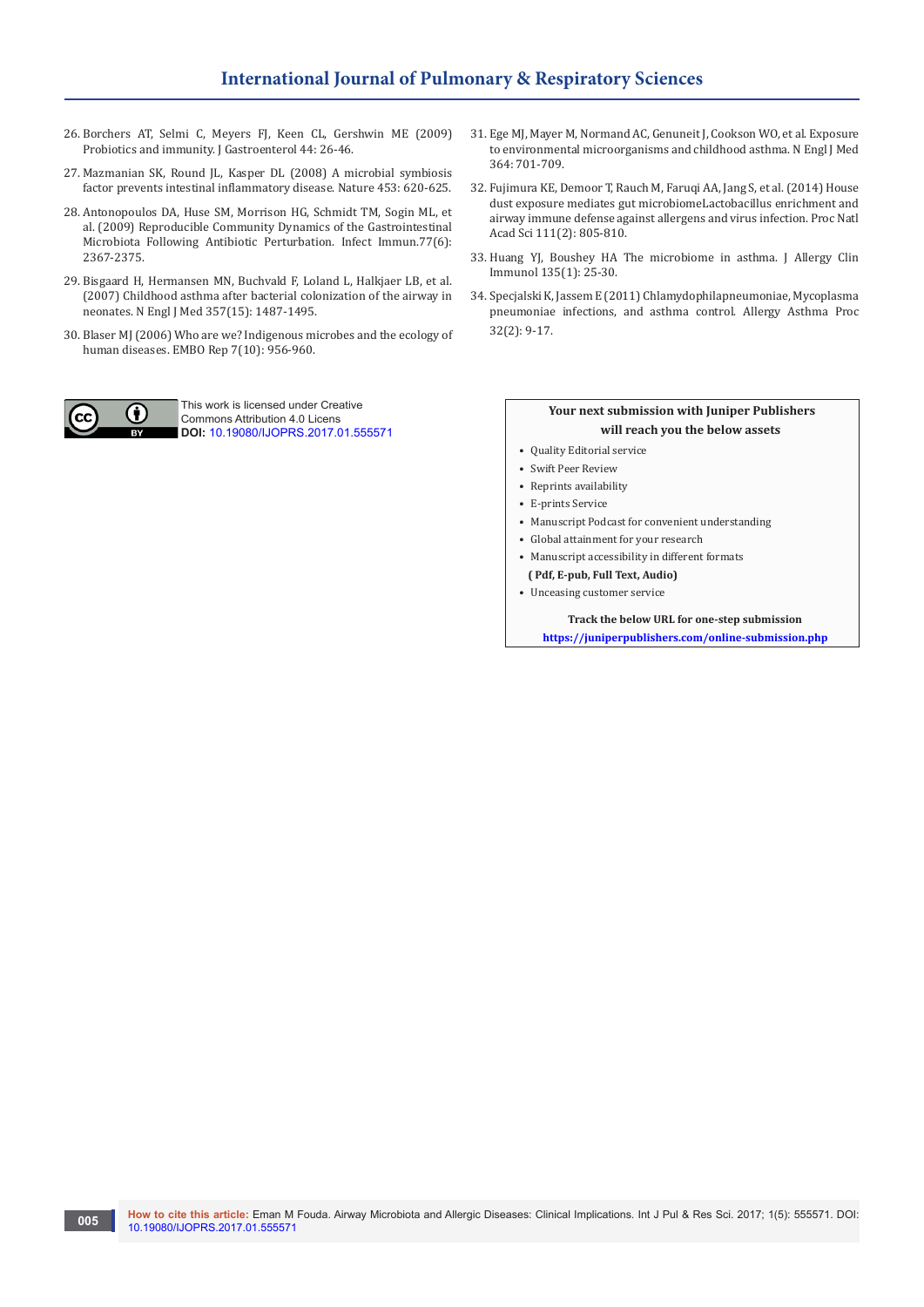26. Borchers AT, Selmi C, Meyers FJ, Keen CL, Gershwin ME (2009) Probiotics and immunity. J Gastroenterol 44: 26-46.
27. Mazmanian SK, Round JL, Kasper DL (2008) A microbial symbiosis factor prevents intestinal inflammatory disease. Nature 453: 620-625.
28. Antonopoulos DA, Huse SM, Morrison HG, Schmidt TM, Sogin ML, et al. (2009) Reproducible Community Dynamics of the Gastrointestinal Microbiota Following Antibiotic Perturbation. Infect Immun.77(6): 2367-2375.
29. Bisgaard H, Hermansen MN, Buchvald F, Loland L, Halkjaer LB, et al. (2007) Childhood asthma after bacterial colonization of the airway in neonates. N Engl J Med 357(15): 1487-1495.
30. Blaser MJ (2006) Who are we? Indigenous microbes and the ecology of human diseases. EMBO Rep 7(10): 956-960.
31. Ege MJ, Mayer M, Normand AC, Genuneit J, Cookson WO, et al. Exposure to environmental microorganisms and childhood asthma. N Engl J Med 364: 701-709.
32. Fujimura KE, Demoor T, Rauch M, Faruqi AA, Jang S, et al. (2014) House dust exposure mediates gut microbiomeLactobacillus enrichment and airway immune defense against allergens and virus infection. Proc Natl Acad Sci 111(2): 805-810.
33. Huang YJ, Boushey HA The microbiome in asthma. J Allergy Clin Immunol 135(1): 25-30.
34. Specjalski K, Jassem E (2011) Chlamydophilapneumoniae, Mycoplasma pneumoniae infections, and asthma control. Allergy Asthma Proc 32(2): 9-17.

This work is licensed under Creative Commons Attribution 4.0 Licens
**DOI:** 10.19080/IJOPRS.2017.01.555571

**Your next submission with Juniper Publishers will reach you the below assets**

- Quality Editorial service
- Swift Peer Review
- Reprints availability
- E-prints Service
- Manuscript Podcast for convenient understanding
- Global attainment for your research
- Manuscript accessibility in different formats

**( Pdf, E-pub, Full Text, Audio)**

- Unceasing customer service

**Track the below URL for one-step submission**

**https://juniperpublishers.com/online-submission.php**

**How to cite this article:** Eman M Fouda. Airway Microbiota and Allergic Diseases: Clinical Implications. Int J Pul & Res Sci. 2017; 1(5): 555571. DOI: 10.19080/IJOPRS.2017.01.555571